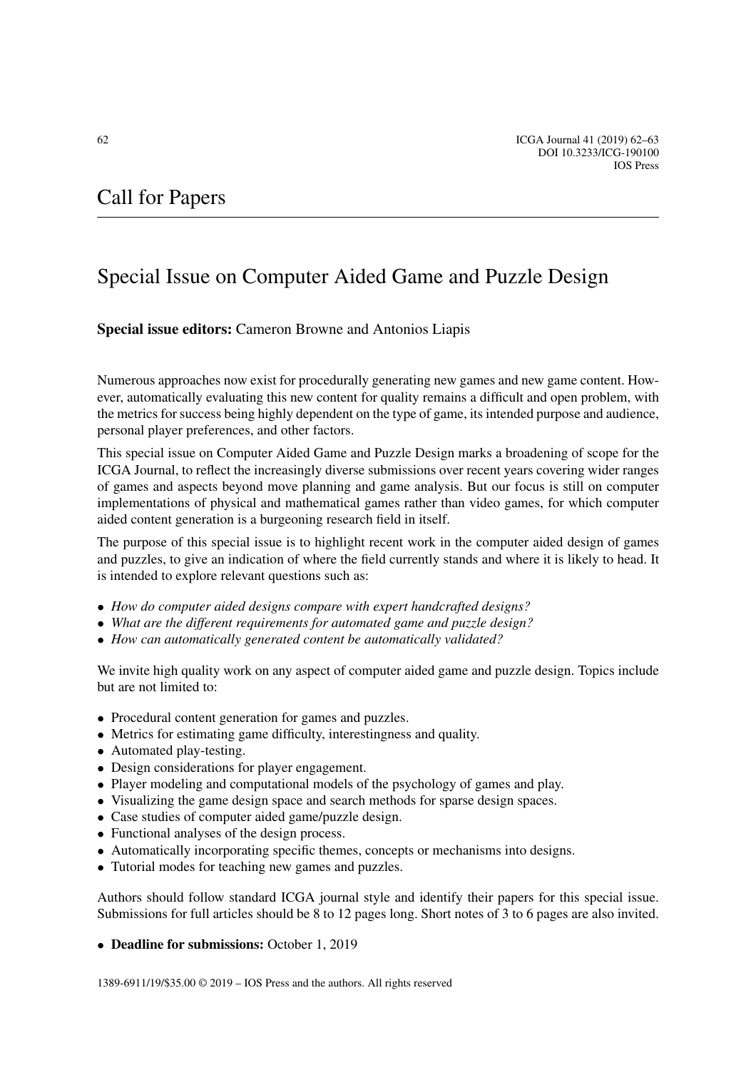# Call for Papers

## Special Issue on Computer Aided Game and Puzzle Design

**Special issue editors:** Cameron Browne and Antonios Liapis

Numerous approaches now exist for procedurally generating new games and new game content. However, automatically evaluating this new content for quality remains a difficult and open problem, with the metrics for success being highly dependent on the type of game, its intended purpose and audience, personal player preferences, and other factors.

This special issue on Computer Aided Game and Puzzle Design marks a broadening of scope for the ICGA Journal, to reflect the increasingly diverse submissions over recent years covering wider ranges of games and aspects beyond move planning and game analysis. But our focus is still on computer implementations of physical and mathematical games rather than video games, for which computer aided content generation is a burgeoning research field in itself.

The purpose of this special issue is to highlight recent work in the computer aided design of games and puzzles, to give an indication of where the field currently stands and where it is likely to head. It is intended to explore relevant questions such as:

- *How do computer aided designs compare with expert handcrafted designs?*
- *What are the different requirements for automated game and puzzle design?*
- *How can automatically generated content be automatically validated?*

We invite high quality work on any aspect of computer aided game and puzzle design. Topics include but are not limited to:

- Procedural content generation for games and puzzles.
- Metrics for estimating game difficulty, interestingness and quality.
- Automated play-testing.
- Design considerations for player engagement.
- Player modeling and computational models of the psychology of games and play.
- Visualizing the game design space and search methods for sparse design spaces.
- Case studies of computer aided game/puzzle design.
- Functional analyses of the design process.
- Automatically incorporating specific themes, concepts or mechanisms into designs.
- Tutorial modes for teaching new games and puzzles.

Authors should follow standard ICGA journal style and identify their papers for this special issue. Submissions for full articles should be 8 to 12 pages long. Short notes of 3 to 6 pages are also invited.

- **Deadline for submissions:** October 1, 2019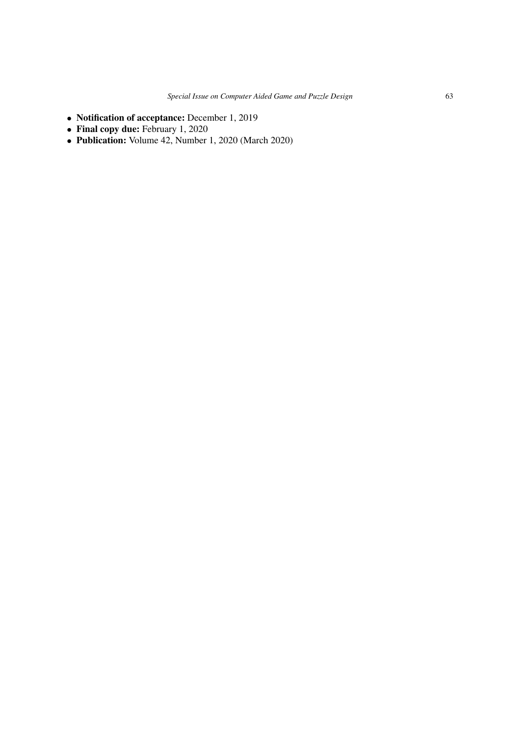- **Notification of acceptance:** December 1, 2019
- **Final copy due:** February 1, 2020
- **Publication:** Volume 42, Number 1, 2020 (March 2020)